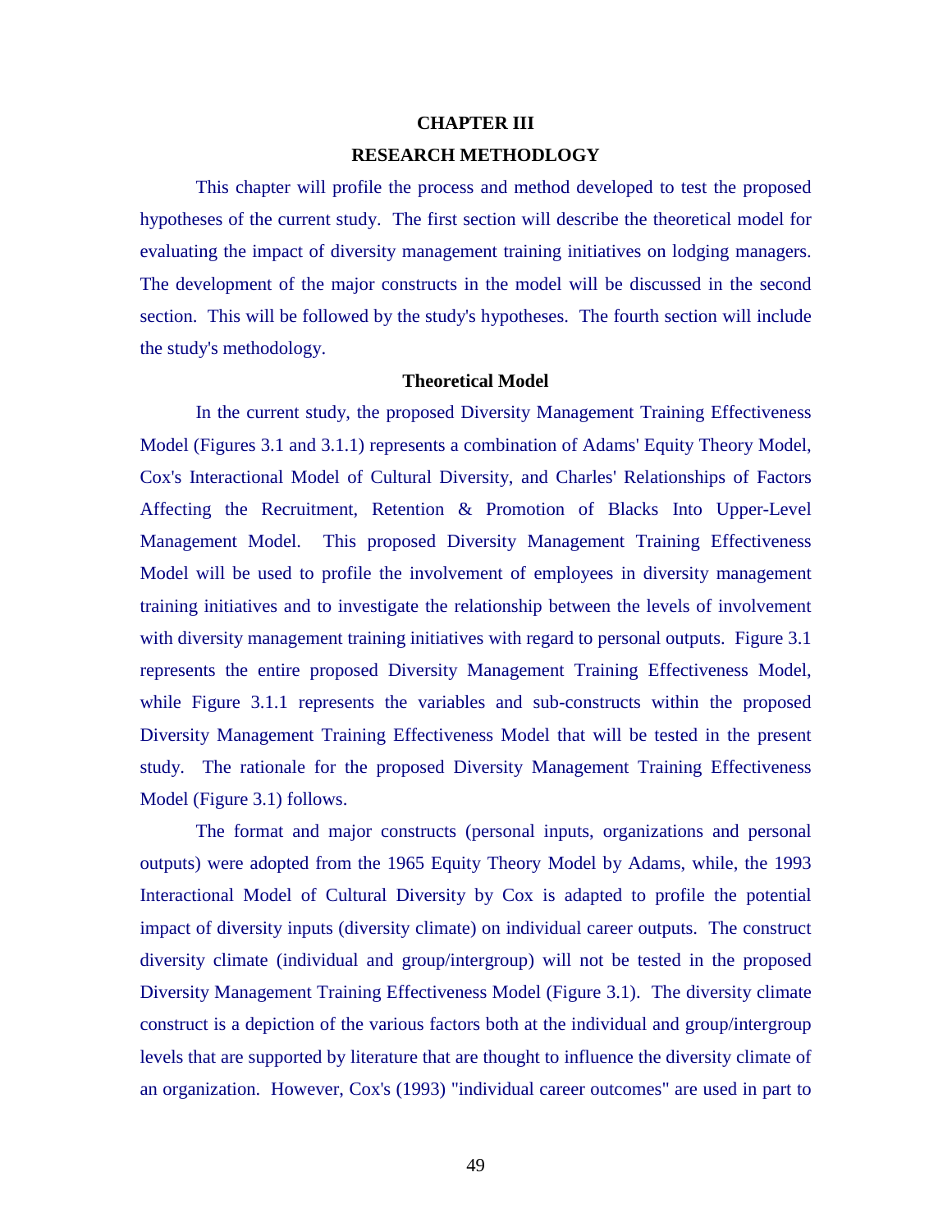# CHAPTER III

# RESEARCH METHODLOGY

This chapter will profile the process and method developed to test the proposed hypotheses of the current study. The first section will describe the theoretical model for evaluating the impact of diversity management training initiatives on lodging managers. The development of the major constructs in the model will be discussed in the second section. This will be followed by the study's hypotheses. The fourth section will include the study's methodology.

## Theoretical Model

In the current study, the proposed Diversity Management Training Effectiveness Model (Figures 3.1 and 3.1.1) represents a combination of Adams' Equity Theory Model, Cox's Interactional Model of Cultural Diversity, and Charles' Relationships of Factors Affecting the Recruitment, Retention & Promotion of Blacks Into Upper-Level Management Model. This proposed Diversity Management Training Effectiveness Model will be used to profile the involvement of employees in diversity management training initiatives and to investigate the relationship between the levels of involvement with diversity management training initiatives with regard to personal outputs. Figure 3.1 represents the entire proposed Diversity Management Training Effectiveness Model, while Figure 3.1.1 represents the variables and sub-constructs within the proposed Diversity Management Training Effectiveness Model that will be tested in the present study. The rationale for the proposed Diversity Management Training Effectiveness Model (Figure 3.1) follows.

The format and major constructs (personal inputs, organizations and personal outputs) were adopted from the 1965 Equity Theory Model by Adams, while, the 1993 Interactional Model of Cultural Diversity by Cox is adapted to profile the potential impact of diversity inputs (diversity climate) on individual career outputs. The construct diversity climate (individual and group/intergroup) will not be tested in the proposed Diversity Management Training Effectiveness Model (Figure 3.1). The diversity climate construct is a depiction of the various factors both at the individual and group/intergroup levels that are supported by literature that are thought to influence the diversity climate of an organization. However, Cox's (1993) "individual career outcomes" are used in part to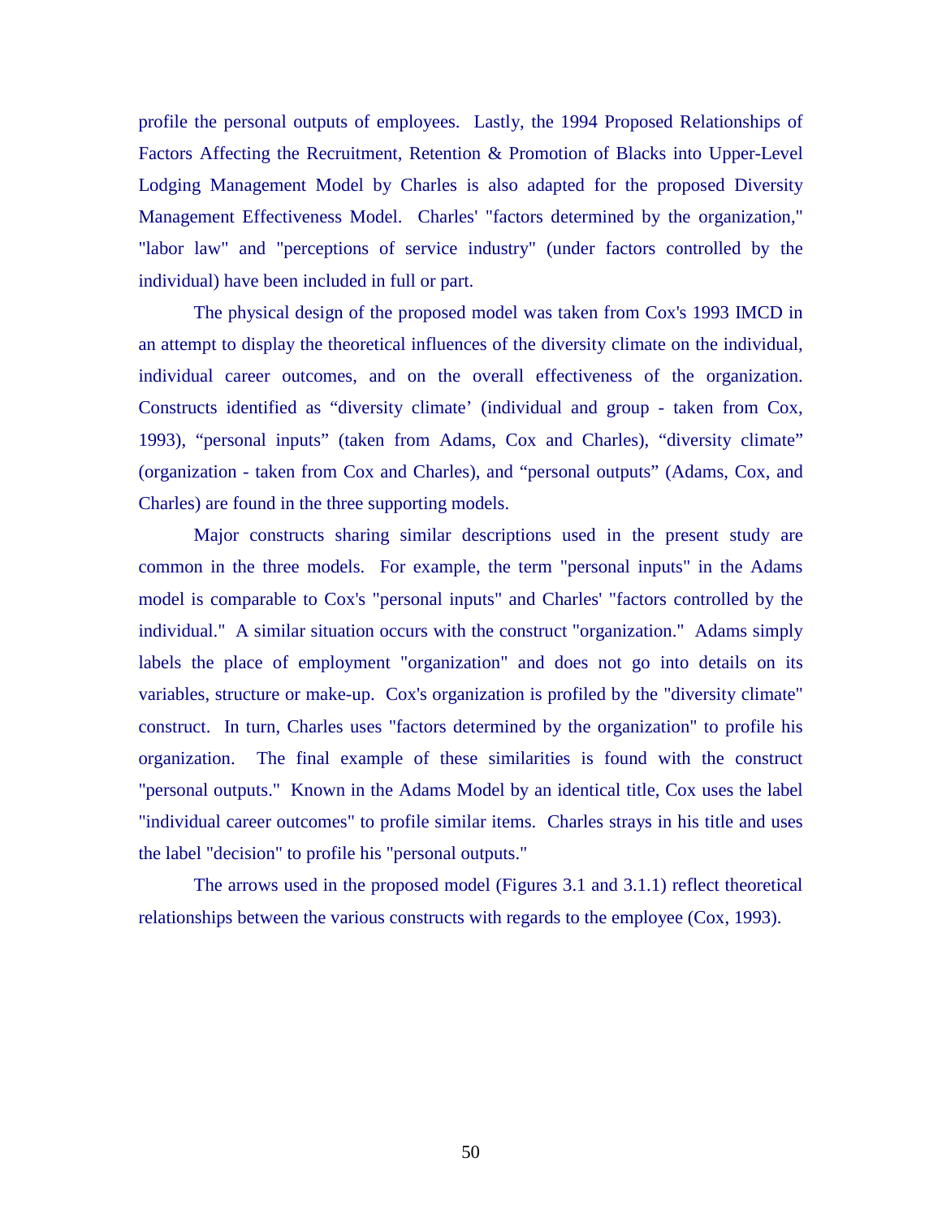profile the personal outputs of employees. Lastly, the 1994 Proposed Relationships of Factors Affecting the Recruitment, Retention & Promotion of Blacks into Upper-Level Lodging Management Model by Charles is also adapted for the proposed Diversity Management Effectiveness Model. Charles' "factors determined by the organization," "labor law" and "perceptions of service industry" (under factors controlled by the individual) have been included in full or part.

The physical design of the proposed model was taken from Cox's 1993 IMCD in an attempt to display the theoretical influences of the diversity climate on the individual, individual career outcomes, and on the overall effectiveness of the organization. Constructs identified as “diversity climate’ (individual and group - taken from Cox, 1993), “personal inputs” (taken from Adams, Cox and Charles), “diversity climate” (organization - taken from Cox and Charles), and “personal outputs” (Adams, Cox, and Charles) are found in the three supporting models.

Major constructs sharing similar descriptions used in the present study are common in the three models. For example, the term "personal inputs" in the Adams model is comparable to Cox's "personal inputs" and Charles' "factors controlled by the individual." A similar situation occurs with the construct "organization." Adams simply labels the place of employment "organization" and does not go into details on its variables, structure or make-up. Cox's organization is profiled by the "diversity climate" construct. In turn, Charles uses "factors determined by the organization" to profile his organization. The final example of these similarities is found with the construct "personal outputs." Known in the Adams Model by an identical title, Cox uses the label "individual career outcomes" to profile similar items. Charles strays in his title and uses the label "decision" to profile his "personal outputs."

The arrows used in the proposed model (Figures 3.1 and 3.1.1) reflect theoretical relationships between the various constructs with regards to the employee (Cox, 1993).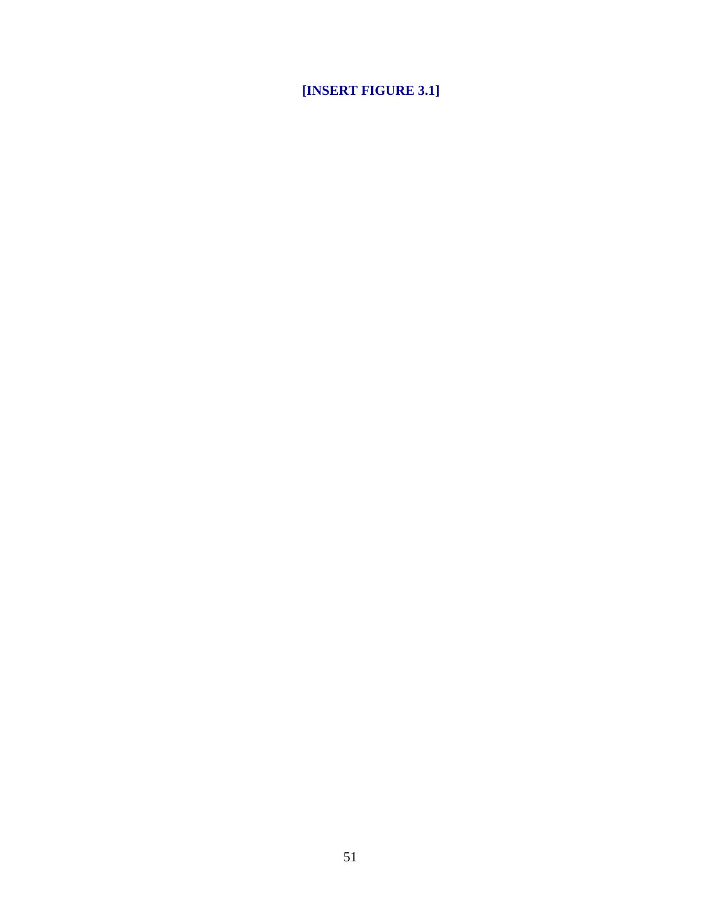**[INSERT FIGURE 3.1]**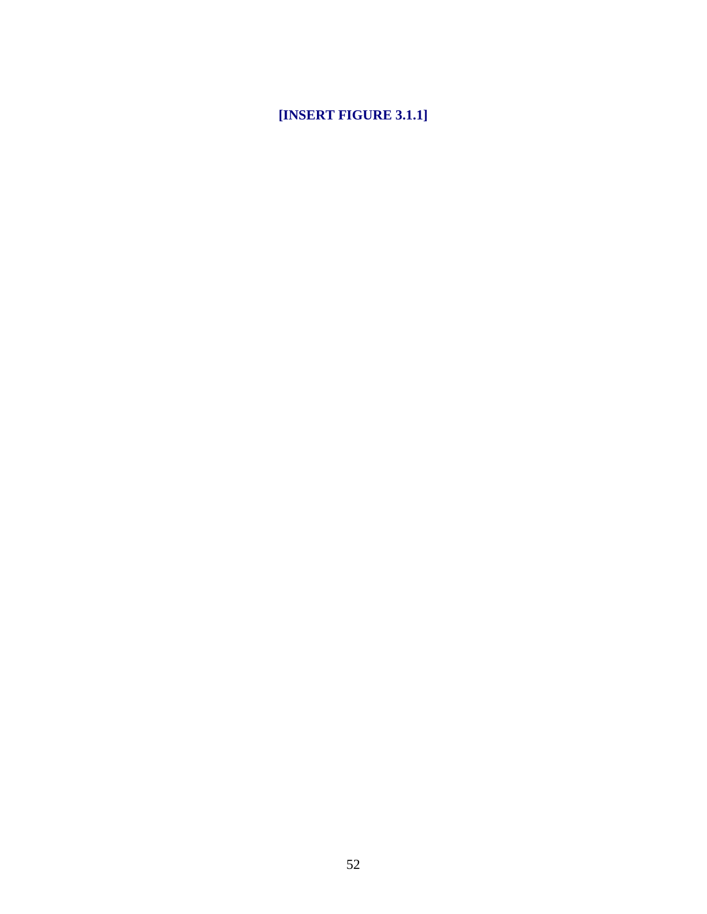**[INSERT FIGURE 3.1.1]**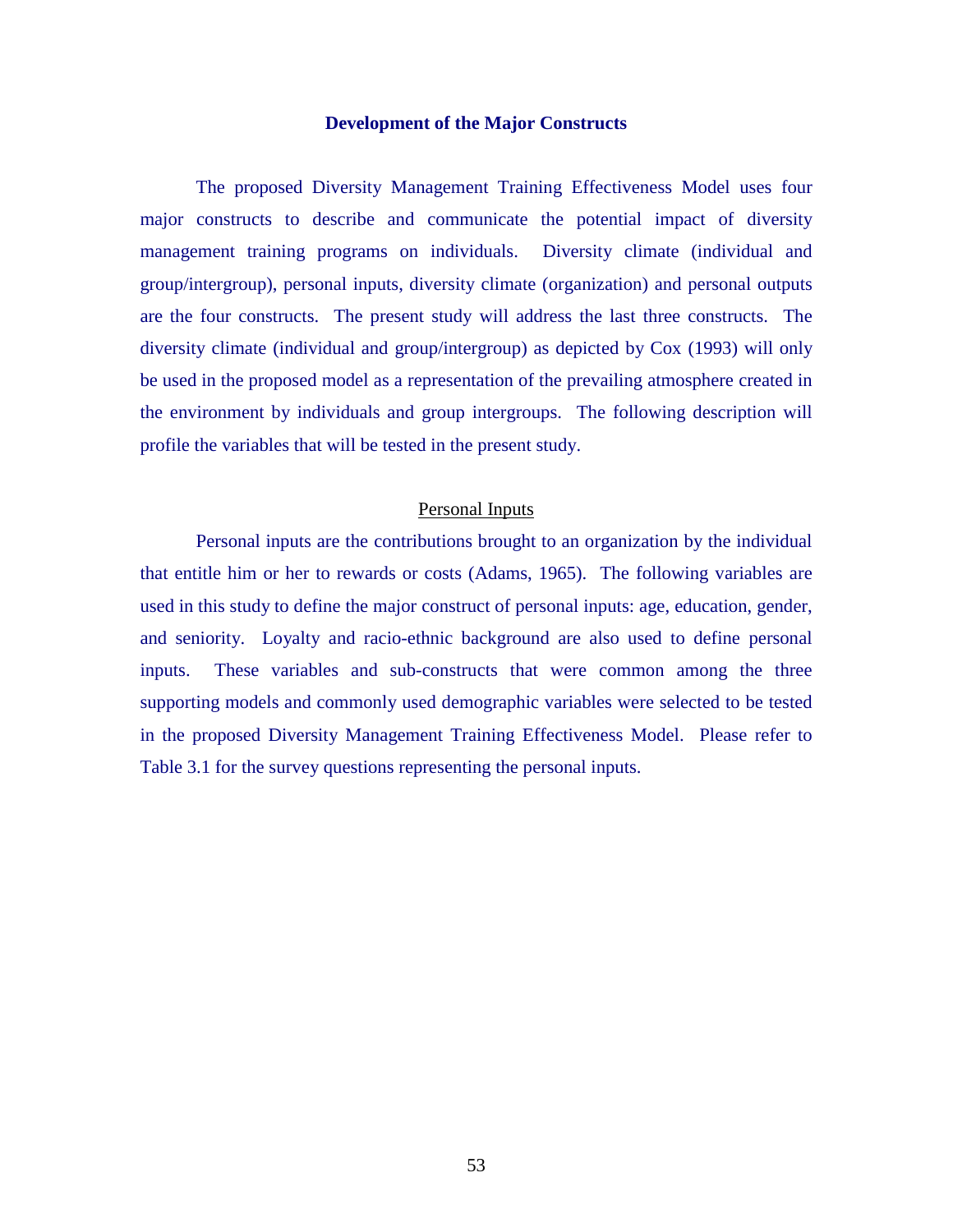## Development of the Major Constructs

The proposed Diversity Management Training Effectiveness Model uses four major constructs to describe and communicate the potential impact of diversity management training programs on individuals. Diversity climate (individual and group/intergroup), personal inputs, diversity climate (organization) and personal outputs are the four constructs. The present study will address the last three constructs. The diversity climate (individual and group/intergroup) as depicted by Cox (1993) will only be used in the proposed model as a representation of the prevailing atmosphere created in the environment by individuals and group intergroups. The following description will profile the variables that will be tested in the present study.

### Personal Inputs

Personal inputs are the contributions brought to an organization by the individual that entitle him or her to rewards or costs (Adams, 1965). The following variables are used in this study to define the major construct of personal inputs: age, education, gender, and seniority. Loyalty and racio-ethnic background are also used to define personal inputs. These variables and sub-constructs that were common among the three supporting models and commonly used demographic variables were selected to be tested in the proposed Diversity Management Training Effectiveness Model. Please refer to Table 3.1 for the survey questions representing the personal inputs.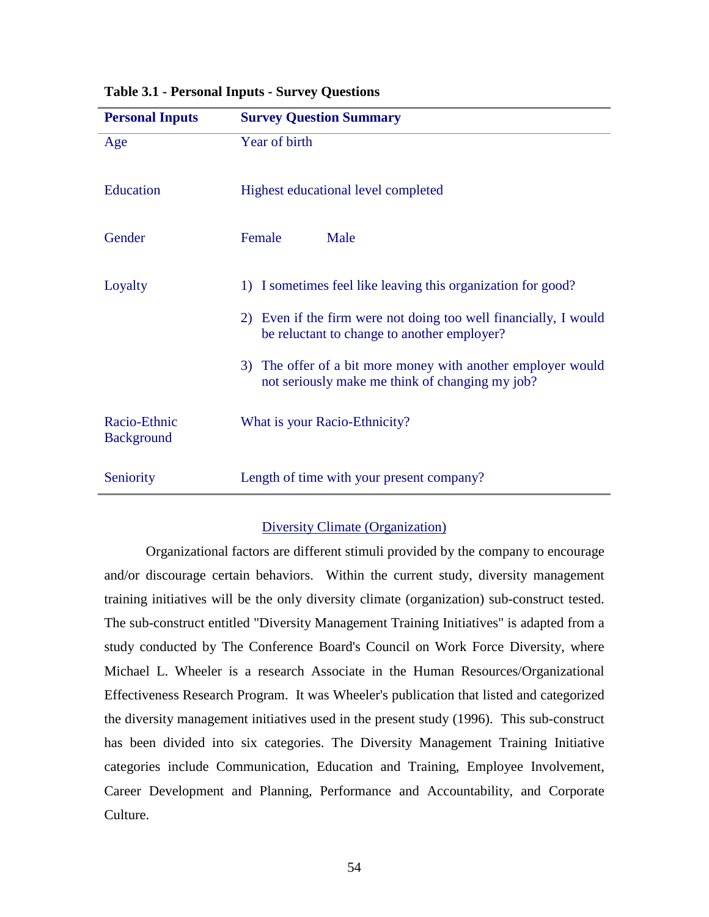**Table 3.1 - Personal Inputs - Survey Questions**

| Personal Inputs | Survey Question Summary |
| --- | --- |
| Age | Year of birth |
| Education | Highest educational level completed |
| Gender | Female Male |
| Loyalty | 1) I sometimes feel like leaving this organization for good? 2) Even if the firm were not doing too well financially, I would be reluctant to change to another employer? 3) The offer of a bit more money with another employer would not seriously make me think of changing my job? |
| Racio-Ethnic Background | What is your Racio-Ethnicity? |
| Seniority | Length of time with your present company? |

Diversity Climate (Organization)

Organizational factors are different stimuli provided by the company to encourage and/or discourage certain behaviors. Within the current study, diversity management training initiatives will be the only diversity climate (organization) sub-construct tested. The sub-construct entitled "Diversity Management Training Initiatives" is adapted from a study conducted by The Conference Board's Council on Work Force Diversity, where Michael L. Wheeler is a research Associate in the Human Resources/Organizational Effectiveness Research Program. It was Wheeler's publication that listed and categorized the diversity management initiatives used in the present study (1996). This sub-construct has been divided into six categories. The Diversity Management Training Initiative categories include Communication, Education and Training, Employee Involvement, Career Development and Planning, Performance and Accountability, and Corporate Culture.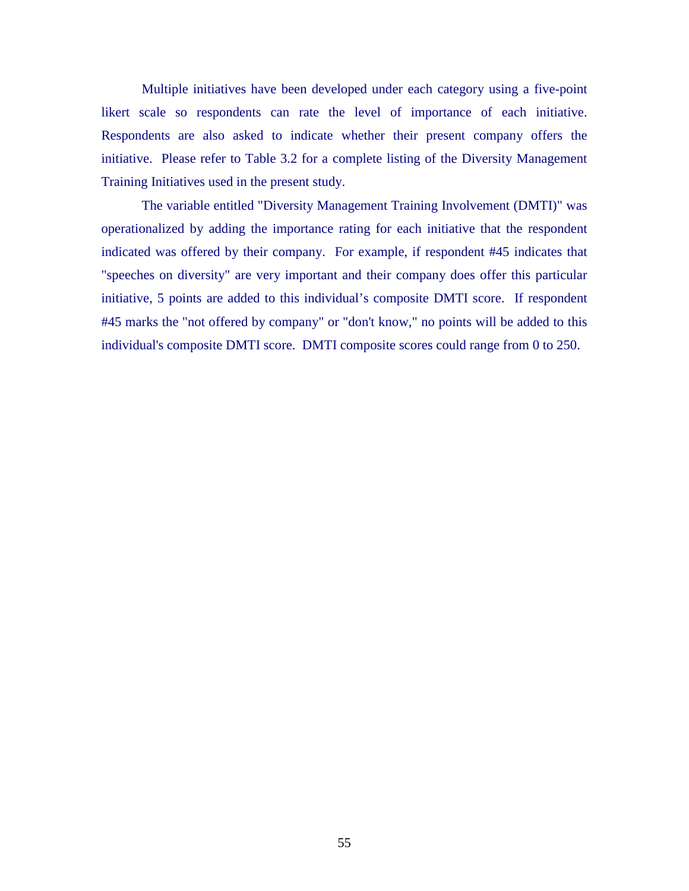Multiple initiatives have been developed under each category using a five-point likert scale so respondents can rate the level of importance of each initiative. Respondents are also asked to indicate whether their present company offers the initiative. Please refer to Table 3.2 for a complete listing of the Diversity Management Training Initiatives used in the present study.

The variable entitled "Diversity Management Training Involvement (DMTI)" was operationalized by adding the importance rating for each initiative that the respondent indicated was offered by their company. For example, if respondent #45 indicates that "speeches on diversity" are very important and their company does offer this particular initiative, 5 points are added to this individual's composite DMTI score. If respondent #45 marks the "not offered by company" or "don't know," no points will be added to this individual's composite DMTI score. DMTI composite scores could range from 0 to 250.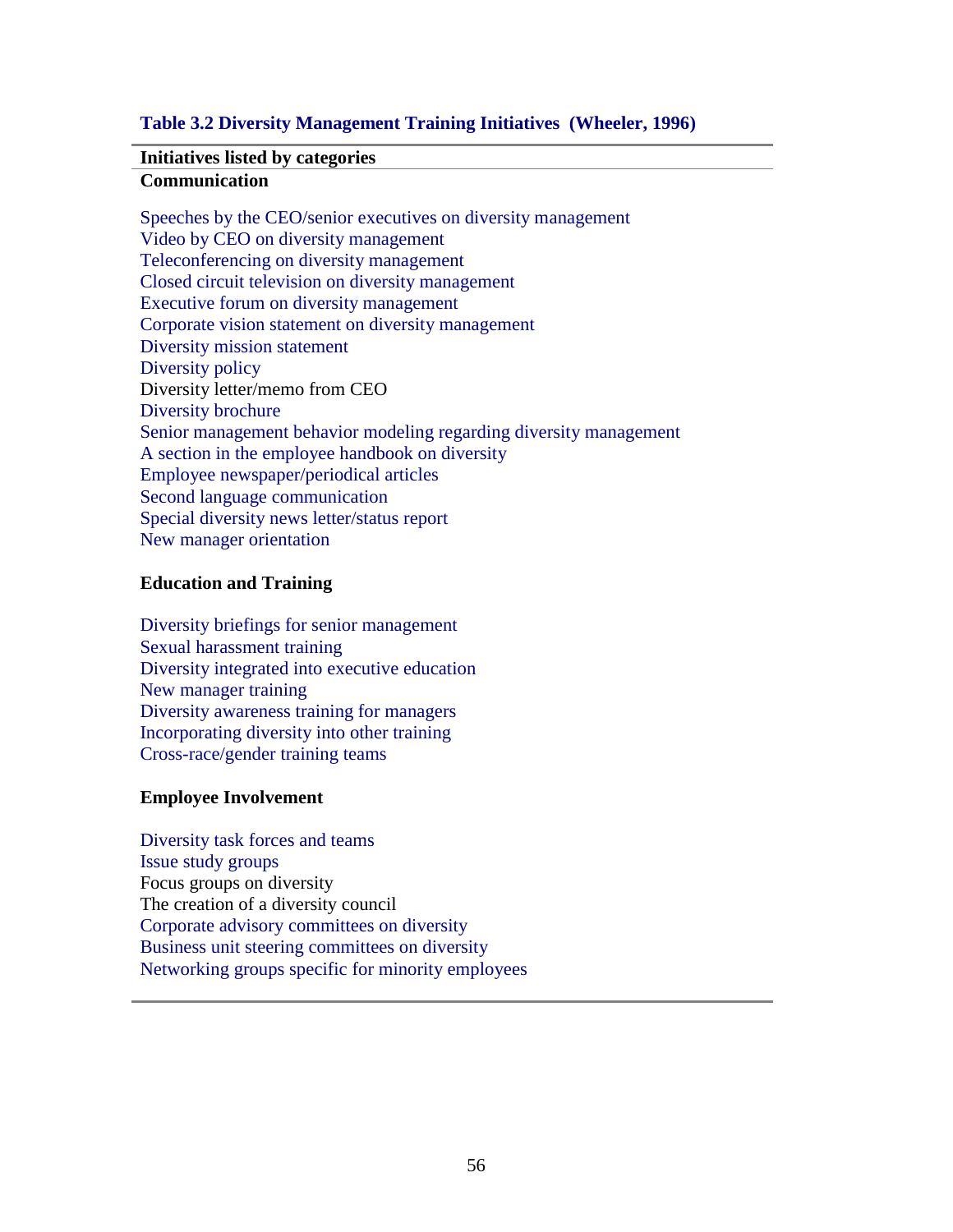**Table 3.2 Diversity Management Training Initiatives (Wheeler, 1996)**

**Initiatives listed by categories**

**Communication**

Speeches by the CEO/senior executives on diversity management
Video by CEO on diversity management
Teleconferencing on diversity management
Closed circuit television on diversity management
Executive forum on diversity management
Corporate vision statement on diversity management
Diversity mission statement
Diversity policy
Diversity letter/memo from CEO
Diversity brochure
Senior management behavior modeling regarding diversity management
A section in the employee handbook on diversity
Employee newspaper/periodical articles
Second language communication
Special diversity news letter/status report
New manager orientation

**Education and Training**

Diversity briefings for senior management
Sexual harassment training
Diversity integrated into executive education
New manager training
Diversity awareness training for managers
Incorporating diversity into other training
Cross-race/gender training teams

**Employee Involvement**

Diversity task forces and teams
Issue study groups
Focus groups on diversity
The creation of a diversity council
Corporate advisory committees on diversity
Business unit steering committees on diversity
Networking groups specific for minority employees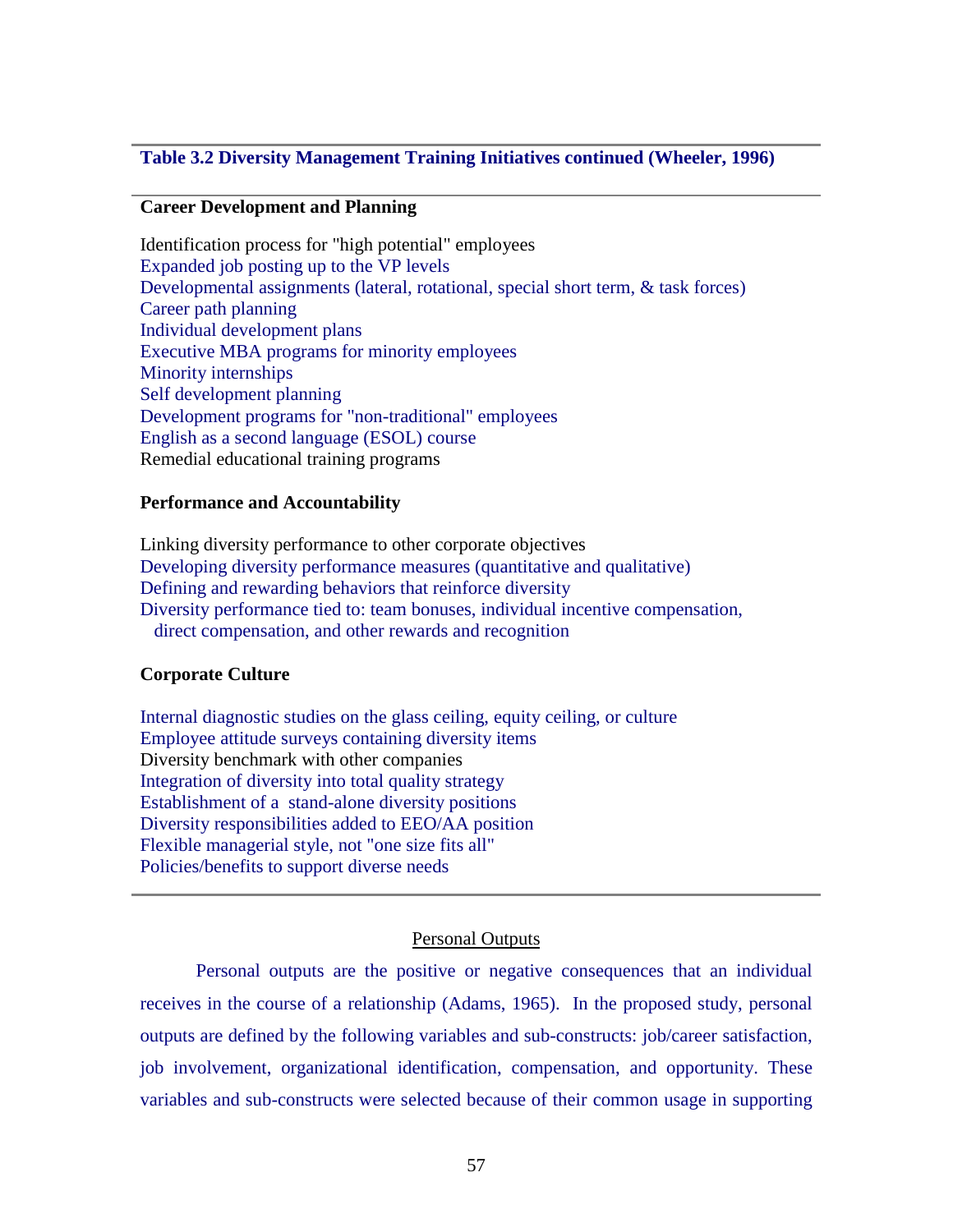**Table 3.2 Diversity Management Training Initiatives continued (Wheeler, 1996)**

**Career Development and Planning**

Identification process for "high potential" employees
Expanded job posting up to the VP levels
Developmental assignments (lateral, rotational, special short term, & task forces)
Career path planning
Individual development plans
Executive MBA programs for minority employees
Minority internships
Self development planning
Development programs for "non-traditional" employees
English as a second language (ESOL) course
Remedial educational training programs

**Performance and Accountability**

Linking diversity performance to other corporate objectives
Developing diversity performance measures (quantitative and qualitative)
Defining and rewarding behaviors that reinforce diversity
Diversity performance tied to: team bonuses, individual incentive compensation, direct compensation, and other rewards and recognition

**Corporate Culture**

Internal diagnostic studies on the glass ceiling, equity ceiling, or culture
Employee attitude surveys containing diversity items
Diversity benchmark with other companies
Integration of diversity into total quality strategy
Establishment of a stand-alone diversity positions
Diversity responsibilities added to EEO/AA position
Flexible managerial style, not "one size fits all"
Policies/benefits to support diverse needs

## Personal Outputs

Personal outputs are the positive or negative consequences that an individual receives in the course of a relationship (Adams, 1965). In the proposed study, personal outputs are defined by the following variables and sub-constructs: job/career satisfaction, job involvement, organizational identification, compensation, and opportunity. These variables and sub-constructs were selected because of their common usage in supporting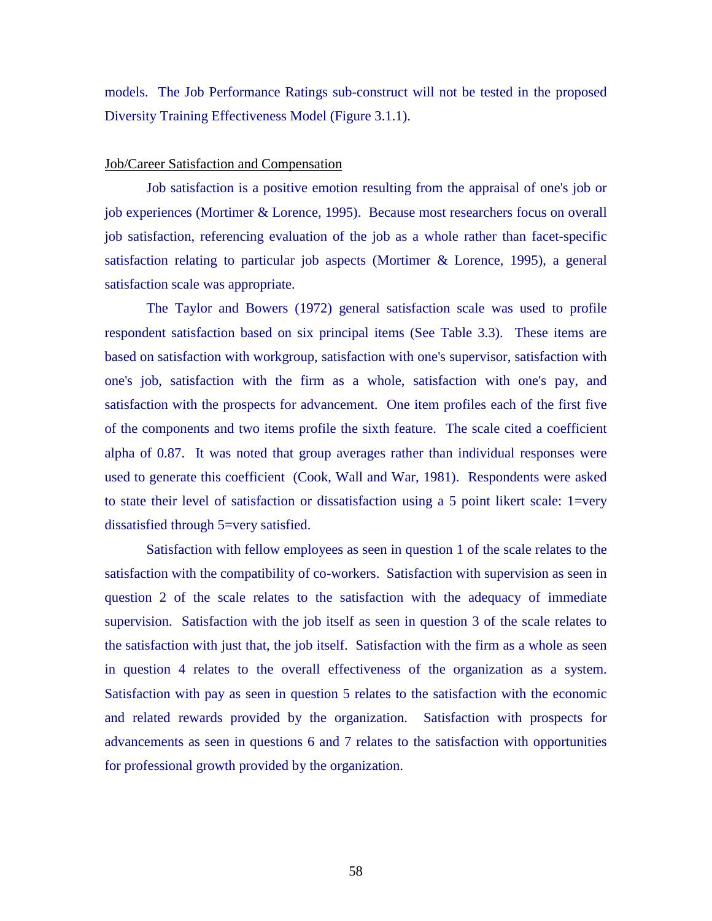models. The Job Performance Ratings sub-construct will not be tested in the proposed Diversity Training Effectiveness Model (Figure 3.1.1).

Job/Career Satisfaction and Compensation

Job satisfaction is a positive emotion resulting from the appraisal of one's job or job experiences (Mortimer & Lorence, 1995). Because most researchers focus on overall job satisfaction, referencing evaluation of the job as a whole rather than facet-specific satisfaction relating to particular job aspects (Mortimer & Lorence, 1995), a general satisfaction scale was appropriate.

The Taylor and Bowers (1972) general satisfaction scale was used to profile respondent satisfaction based on six principal items (See Table 3.3). These items are based on satisfaction with workgroup, satisfaction with one's supervisor, satisfaction with one's job, satisfaction with the firm as a whole, satisfaction with one's pay, and satisfaction with the prospects for advancement. One item profiles each of the first five of the components and two items profile the sixth feature. The scale cited a coefficient alpha of 0.87. It was noted that group averages rather than individual responses were used to generate this coefficient (Cook, Wall and War, 1981). Respondents were asked to state their level of satisfaction or dissatisfaction using a 5 point likert scale: 1=very dissatisfied through 5=very satisfied.

Satisfaction with fellow employees as seen in question 1 of the scale relates to the satisfaction with the compatibility of co-workers. Satisfaction with supervision as seen in question 2 of the scale relates to the satisfaction with the adequacy of immediate supervision. Satisfaction with the job itself as seen in question 3 of the scale relates to the satisfaction with just that, the job itself. Satisfaction with the firm as a whole as seen in question 4 relates to the overall effectiveness of the organization as a system. Satisfaction with pay as seen in question 5 relates to the satisfaction with the economic and related rewards provided by the organization. Satisfaction with prospects for advancements as seen in questions 6 and 7 relates to the satisfaction with opportunities for professional growth provided by the organization.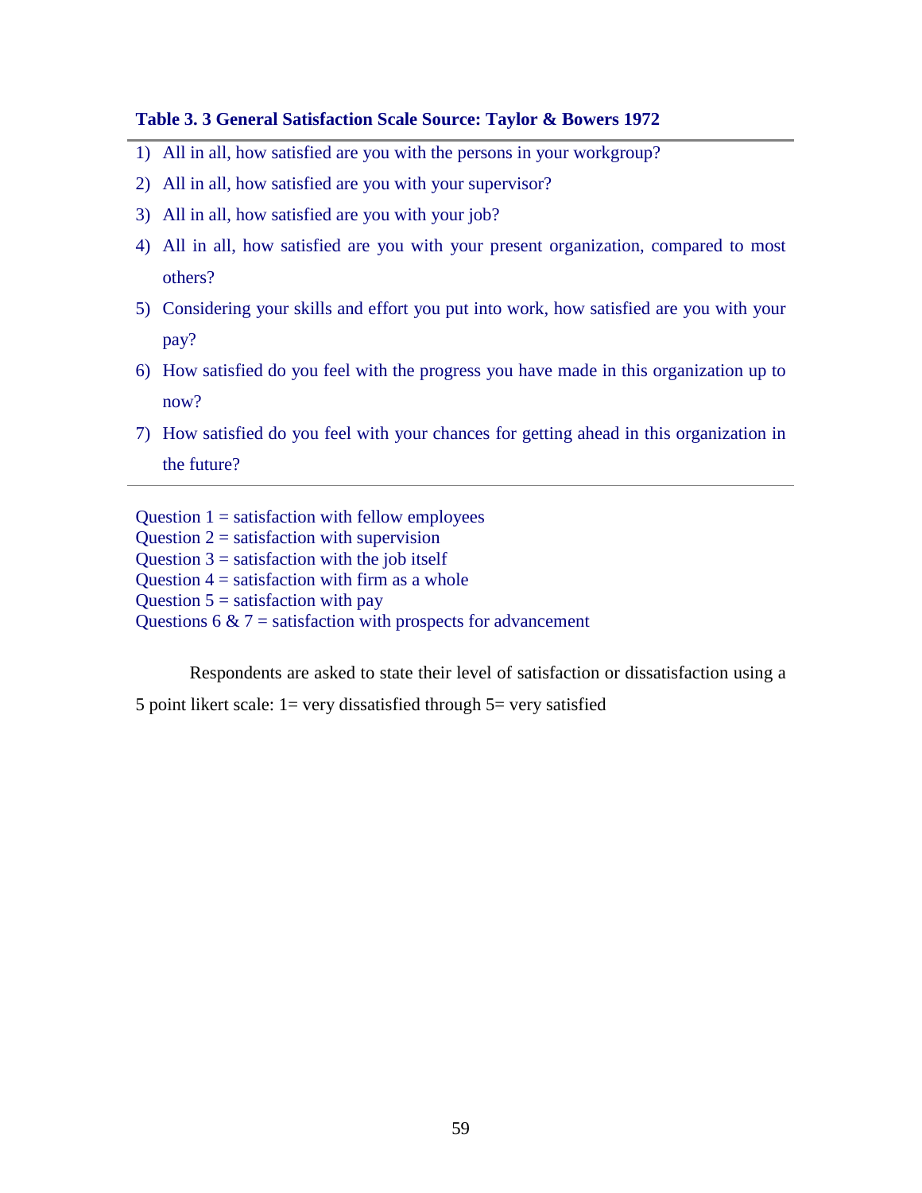**Table 3. 3 General Satisfaction Scale Source: Taylor & Bowers 1972**

1) All in all, how satisfied are you with the persons in your workgroup?
2) All in all, how satisfied are you with your supervisor?
3) All in all, how satisfied are you with your job?
4) All in all, how satisfied are you with your present organization, compared to most others?
5) Considering your skills and effort you put into work, how satisfied are you with your pay?
6) How satisfied do you feel with the progress you have made in this organization up to now?
7) How satisfied do you feel with your chances for getting ahead in this organization in the future?

Question 1 = satisfaction with fellow employees
Question 2 = satisfaction with supervision
Question 3 = satisfaction with the job itself
Question 4 = satisfaction with firm as a whole
Question 5 = satisfaction with pay
Questions 6 & 7 = satisfaction with prospects for advancement

Respondents are asked to state their level of satisfaction or dissatisfaction using a 5 point likert scale: 1= very dissatisfied through 5= very satisfied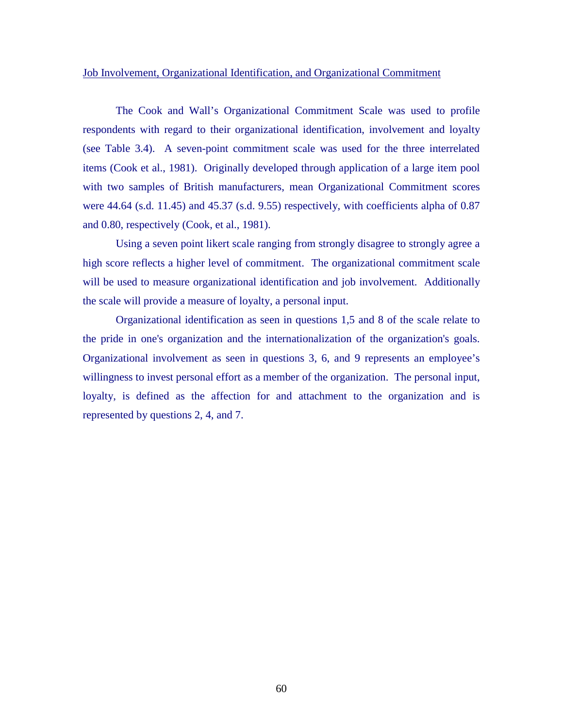Job Involvement, Organizational Identification, and Organizational Commitment

The Cook and Wall's Organizational Commitment Scale was used to profile respondents with regard to their organizational identification, involvement and loyalty (see Table 3.4). A seven-point commitment scale was used for the three interrelated items (Cook et al., 1981). Originally developed through application of a large item pool with two samples of British manufacturers, mean Organizational Commitment scores were 44.64 (s.d. 11.45) and 45.37 (s.d. 9.55) respectively, with coefficients alpha of 0.87 and 0.80, respectively (Cook, et al., 1981).

Using a seven point likert scale ranging from strongly disagree to strongly agree a high score reflects a higher level of commitment. The organizational commitment scale will be used to measure organizational identification and job involvement. Additionally the scale will provide a measure of loyalty, a personal input.

Organizational identification as seen in questions 1,5 and 8 of the scale relate to the pride in one's organization and the internationalization of the organization's goals. Organizational involvement as seen in questions 3, 6, and 9 represents an employee's willingness to invest personal effort as a member of the organization. The personal input, loyalty, is defined as the affection for and attachment to the organization and is represented by questions 2, 4, and 7.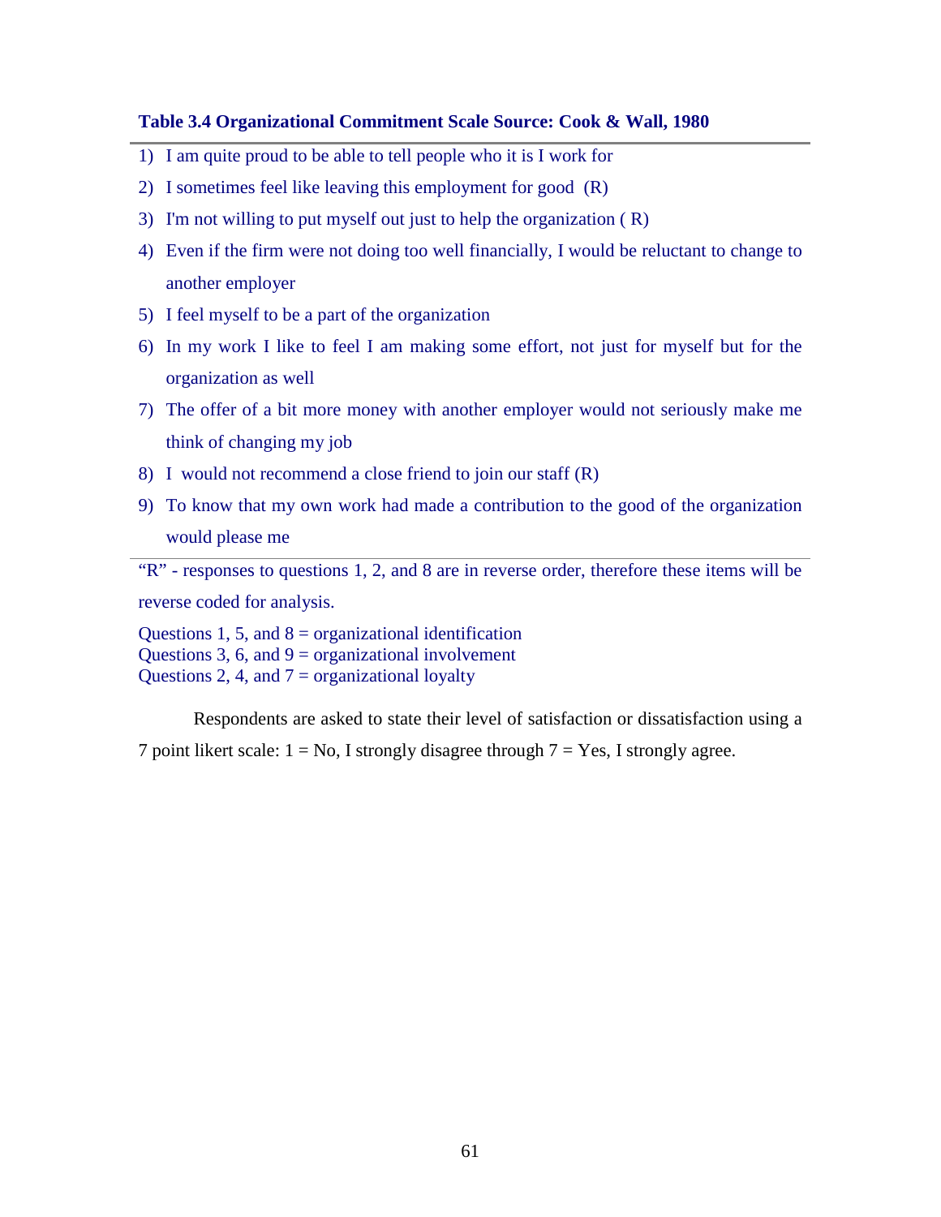**Table 3.4 Organizational Commitment Scale Source: Cook & Wall, 1980**

1) I am quite proud to be able to tell people who it is I work for
2) I sometimes feel like leaving this employment for good (R)
3) I'm not willing to put myself out just to help the organization ( R)
4) Even if the firm were not doing too well financially, I would be reluctant to change to another employer
5) I feel myself to be a part of the organization
6) In my work I like to feel I am making some effort, not just for myself but for the organization as well
7) The offer of a bit more money with another employer would not seriously make me think of changing my job
8) I would not recommend a close friend to join our staff (R)
9) To know that my own work had made a contribution to the good of the organization would please me

"R" - responses to questions 1, 2, and 8 are in reverse order, therefore these items will be reverse coded for analysis.

Questions 1, 5, and 8 = organizational identification
Questions 3, 6, and 9 = organizational involvement
Questions 2, 4, and 7 = organizational loyalty

Respondents are asked to state their level of satisfaction or dissatisfaction using a 7 point likert scale: 1 = No, I strongly disagree through 7 = Yes, I strongly agree.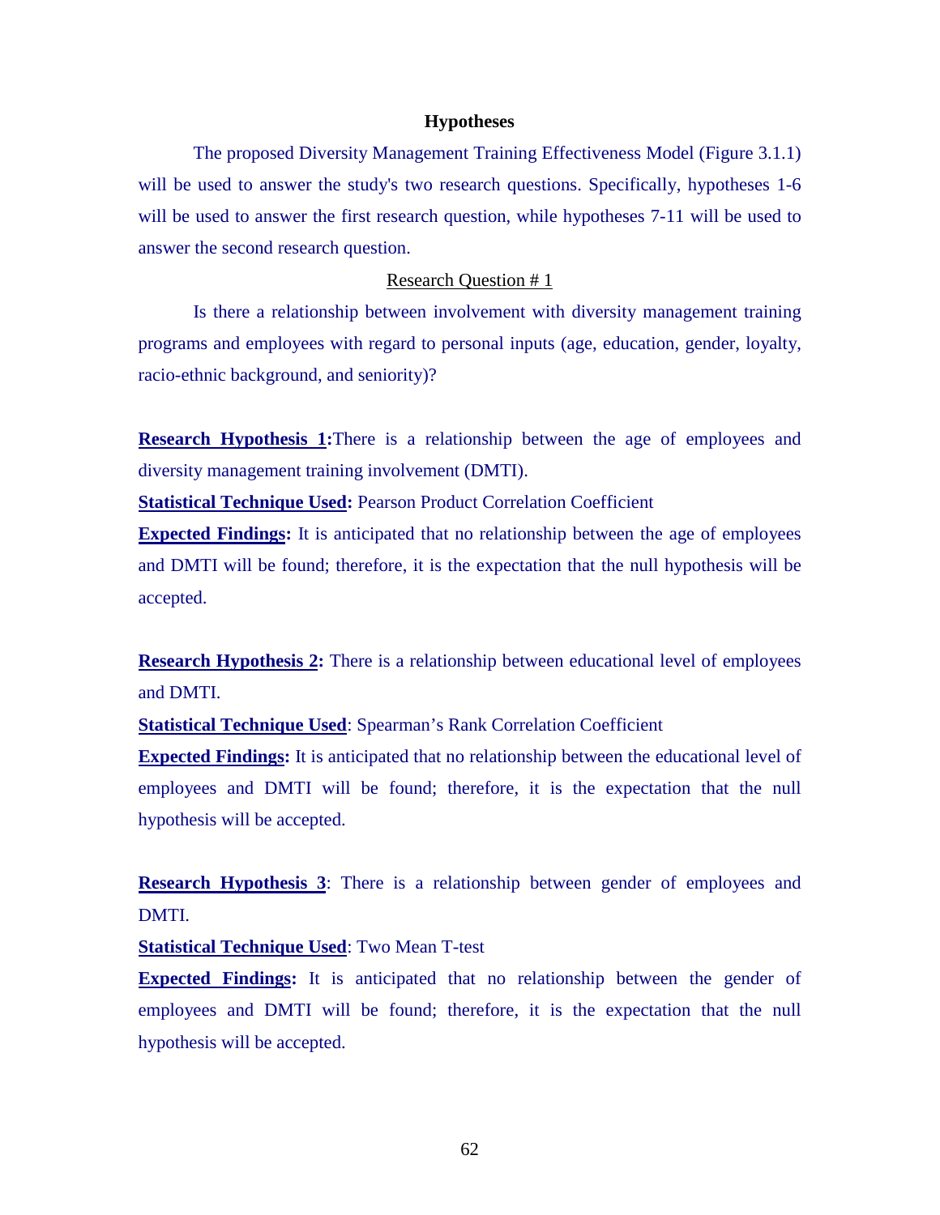## Hypotheses

The proposed Diversity Management Training Effectiveness Model (Figure 3.1.1) will be used to answer the study's two research questions. Specifically, hypotheses 1-6 will be used to answer the first research question, while hypotheses 7-11 will be used to answer the second research question.

### Research Question # 1

Is there a relationship between involvement with diversity management training programs and employees with regard to personal inputs (age, education, gender, loyalty, racio-ethnic background, and seniority)?

**Research Hypothesis 1:** There is a relationship between the age of employees and diversity management training involvement (DMTI).

**Statistical Technique Used:** Pearson Product Correlation Coefficient

**Expected Findings:** It is anticipated that no relationship between the age of employees and DMTI will be found; therefore, it is the expectation that the null hypothesis will be accepted.

**Research Hypothesis 2:** There is a relationship between educational level of employees and DMTI.

**Statistical Technique Used**: Spearman's Rank Correlation Coefficient

**Expected Findings:** It is anticipated that no relationship between the educational level of employees and DMTI will be found; therefore, it is the expectation that the null hypothesis will be accepted.

**Research Hypothesis 3**: There is a relationship between gender of employees and DMTI.

**Statistical Technique Used**: Two Mean T-test

**Expected Findings:** It is anticipated that no relationship between the gender of employees and DMTI will be found; therefore, it is the expectation that the null hypothesis will be accepted.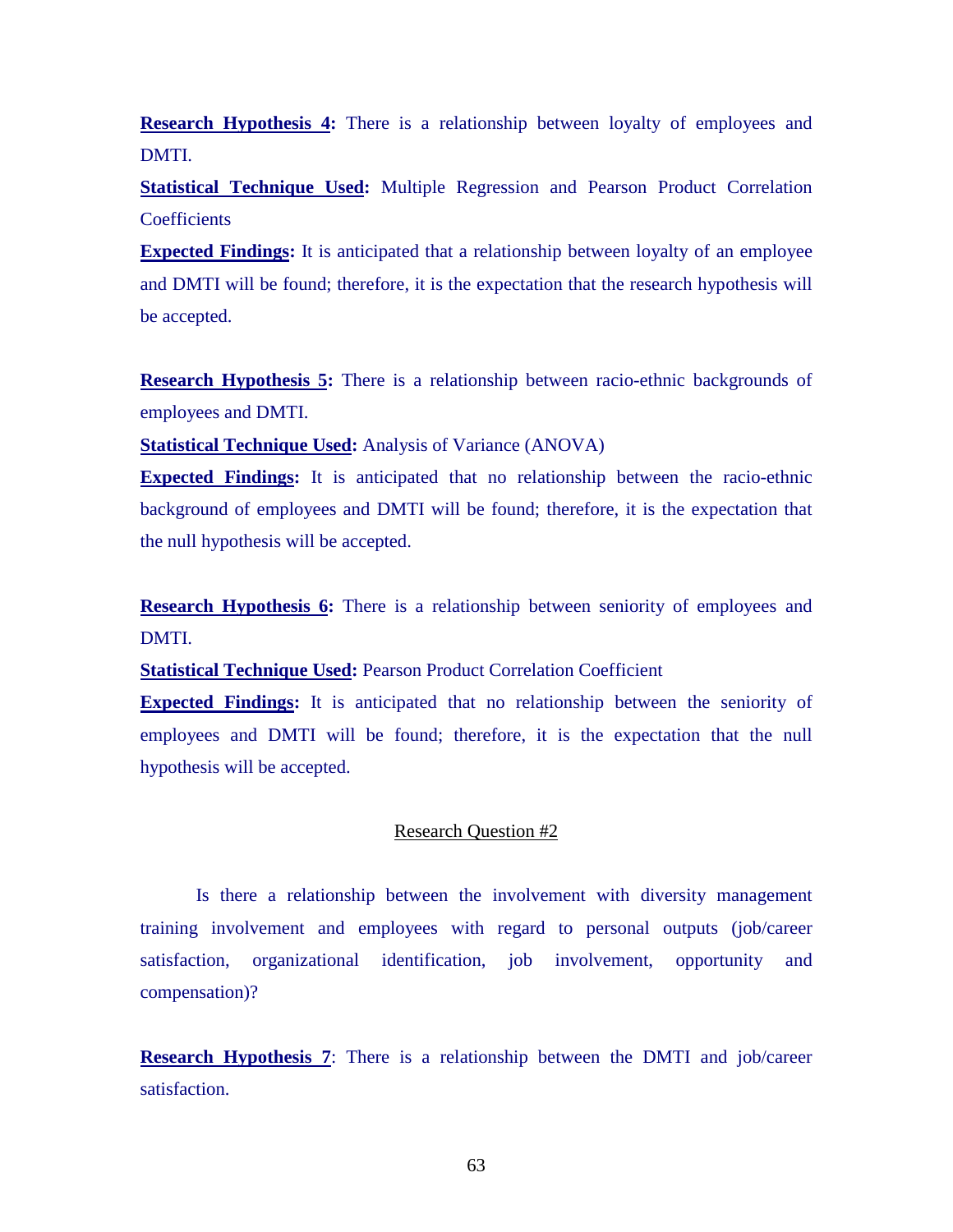**<u>Research Hypothesis 4</u>:** There is a relationship between loyalty of employees and DMTI.

**<u>Statistical Technique Used</u>:** Multiple Regression and Pearson Product Correlation Coefficients

**<u>Expected Findings</u>:** It is anticipated that a relationship between loyalty of an employee and DMTI will be found; therefore, it is the expectation that the research hypothesis will be accepted.

**<u>Research Hypothesis 5</u>:** There is a relationship between racio-ethnic backgrounds of employees and DMTI.

**<u>Statistical Technique Used</u>:** Analysis of Variance (ANOVA)

**<u>Expected Findings</u>:** It is anticipated that no relationship between the racio-ethnic background of employees and DMTI will be found; therefore, it is the expectation that the null hypothesis will be accepted.

**<u>Research Hypothesis 6</u>:** There is a relationship between seniority of employees and DMTI.

**<u>Statistical Technique Used</u>:** Pearson Product Correlation Coefficient

**<u>Expected Findings</u>:** It is anticipated that no relationship between the seniority of employees and DMTI will be found; therefore, it is the expectation that the null hypothesis will be accepted.

## <u>Research Question #2</u>

Is there a relationship between the involvement with diversity management training involvement and employees with regard to personal outputs (job/career satisfaction, organizational identification, job involvement, opportunity and compensation)?

**<u>Research Hypothesis 7</u>**: There is a relationship between the DMTI and job/career satisfaction.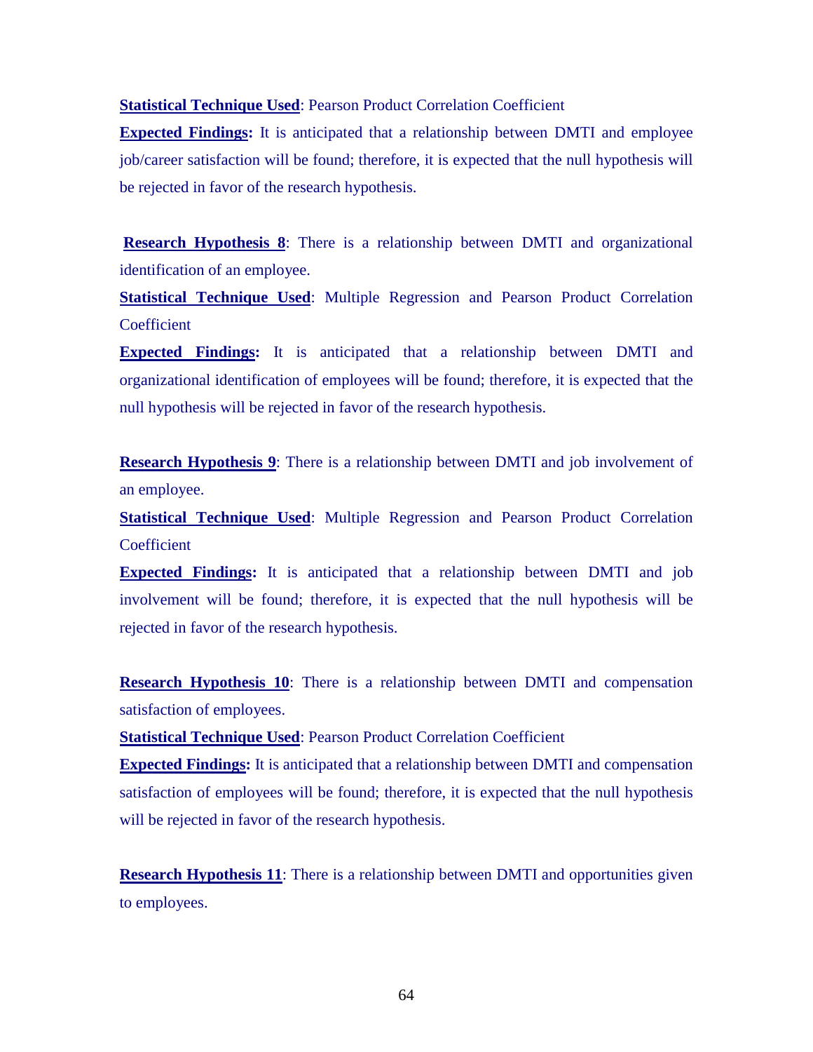**Statistical Technique Used**: Pearson Product Correlation Coefficient

**Expected Findings:** It is anticipated that a relationship between DMTI and employee job/career satisfaction will be found; therefore, it is expected that the null hypothesis will be rejected in favor of the research hypothesis.

**Research Hypothesis 8**: There is a relationship between DMTI and organizational identification of an employee.

**Statistical Technique Used**: Multiple Regression and Pearson Product Correlation Coefficient

**Expected Findings:** It is anticipated that a relationship between DMTI and organizational identification of employees will be found; therefore, it is expected that the null hypothesis will be rejected in favor of the research hypothesis.

**Research Hypothesis 9**: There is a relationship between DMTI and job involvement of an employee.

**Statistical Technique Used**: Multiple Regression and Pearson Product Correlation Coefficient

**Expected Findings:** It is anticipated that a relationship between DMTI and job involvement will be found; therefore, it is expected that the null hypothesis will be rejected in favor of the research hypothesis.

**Research Hypothesis 10**: There is a relationship between DMTI and compensation satisfaction of employees.

**Statistical Technique Used**: Pearson Product Correlation Coefficient

**Expected Findings:** It is anticipated that a relationship between DMTI and compensation satisfaction of employees will be found; therefore, it is expected that the null hypothesis will be rejected in favor of the research hypothesis.

**Research Hypothesis 11**: There is a relationship between DMTI and opportunities given to employees.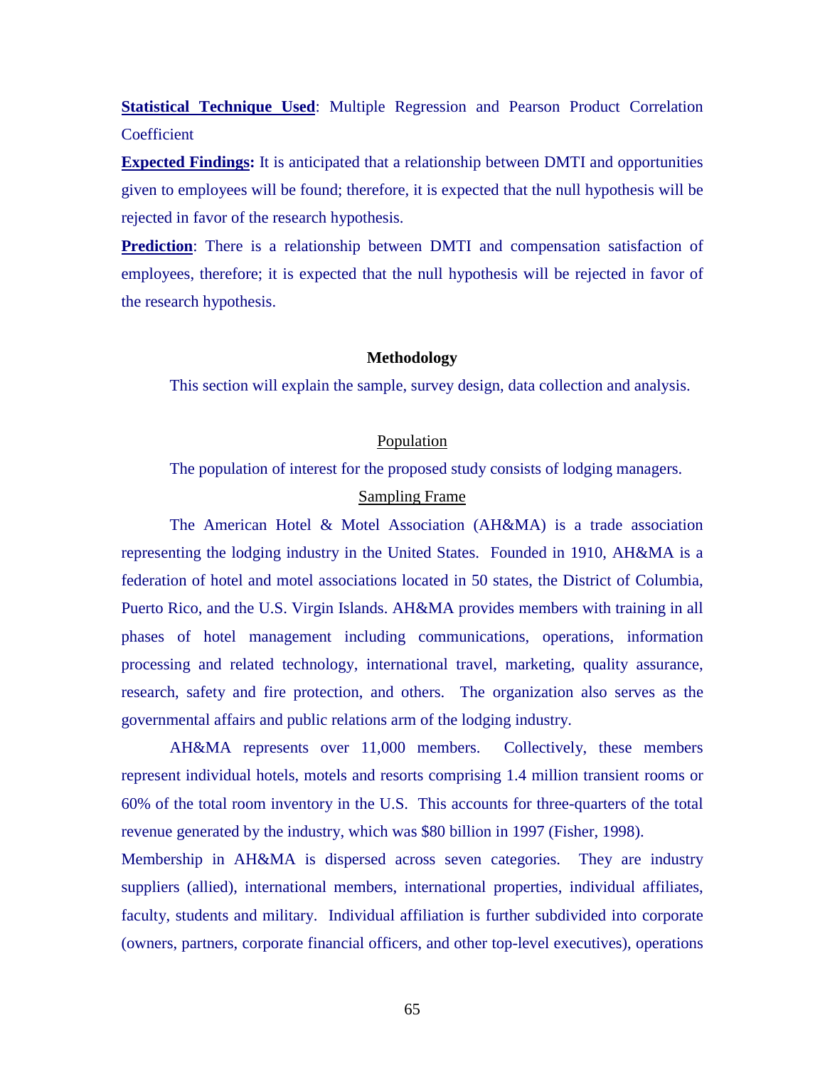**Statistical Technique Used**: Multiple Regression and Pearson Product Correlation Coefficient

**Expected Findings:** It is anticipated that a relationship between DMTI and opportunities given to employees will be found; therefore, it is expected that the null hypothesis will be rejected in favor of the research hypothesis.

**Prediction**: There is a relationship between DMTI and compensation satisfaction of employees, therefore; it is expected that the null hypothesis will be rejected in favor of the research hypothesis.

## Methodology

This section will explain the sample, survey design, data collection and analysis.

### Population

The population of interest for the proposed study consists of lodging managers.

### Sampling Frame

The American Hotel & Motel Association (AH&MA) is a trade association representing the lodging industry in the United States. Founded in 1910, AH&MA is a federation of hotel and motel associations located in 50 states, the District of Columbia, Puerto Rico, and the U.S. Virgin Islands. AH&MA provides members with training in all phases of hotel management including communications, operations, information processing and related technology, international travel, marketing, quality assurance, research, safety and fire protection, and others. The organization also serves as the governmental affairs and public relations arm of the lodging industry.

AH&MA represents over 11,000 members. Collectively, these members represent individual hotels, motels and resorts comprising 1.4 million transient rooms or 60% of the total room inventory in the U.S. This accounts for three-quarters of the total revenue generated by the industry, which was $80 billion in 1997 (Fisher, 1998).

Membership in AH&MA is dispersed across seven categories. They are industry suppliers (allied), international members, international properties, individual affiliates, faculty, students and military. Individual affiliation is further subdivided into corporate (owners, partners, corporate financial officers, and other top-level executives), operations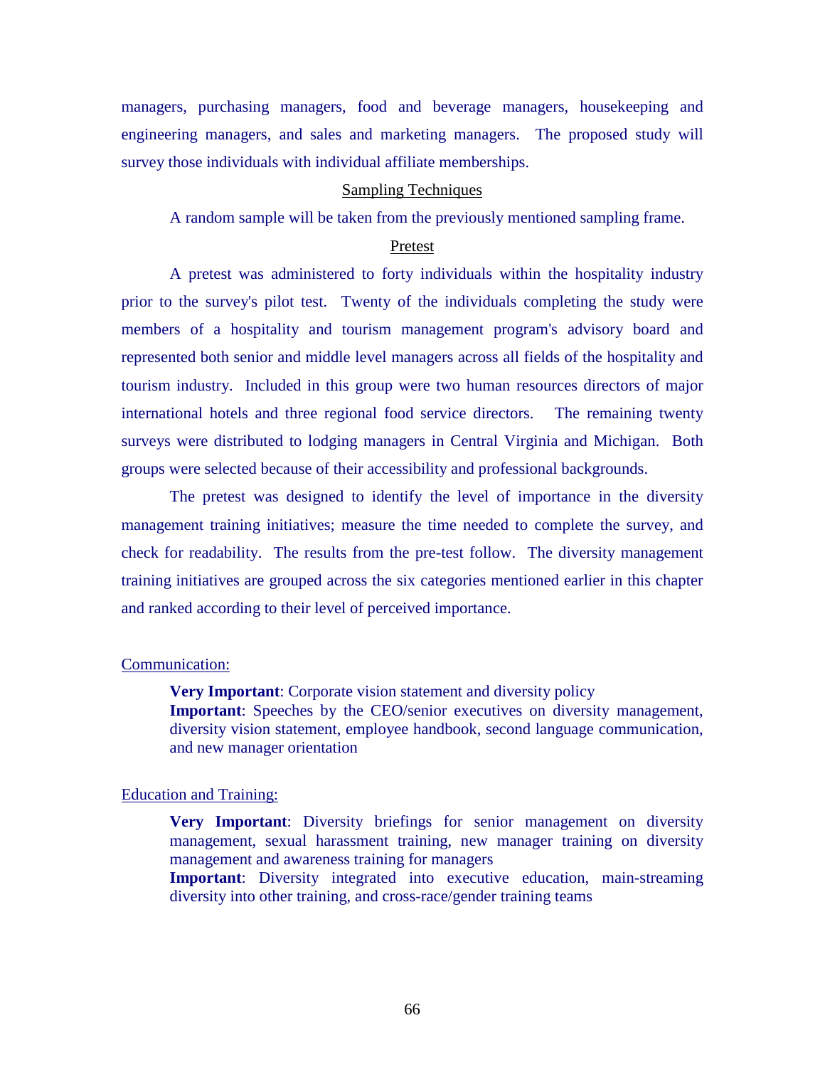managers, purchasing managers, food and beverage managers, housekeeping and engineering managers, and sales and marketing managers. The proposed study will survey those individuals with individual affiliate memberships.

### Sampling Techniques

A random sample will be taken from the previously mentioned sampling frame.

### Pretest

A pretest was administered to forty individuals within the hospitality industry prior to the survey's pilot test. Twenty of the individuals completing the study were members of a hospitality and tourism management program's advisory board and represented both senior and middle level managers across all fields of the hospitality and tourism industry. Included in this group were two human resources directors of major international hotels and three regional food service directors. The remaining twenty surveys were distributed to lodging managers in Central Virginia and Michigan. Both groups were selected because of their accessibility and professional backgrounds.

The pretest was designed to identify the level of importance in the diversity management training initiatives; measure the time needed to complete the survey, and check for readability. The results from the pre-test follow. The diversity management training initiatives are grouped across the six categories mentioned earlier in this chapter and ranked according to their level of perceived importance.

Communication:

> **Very Important**: Corporate vision statement and diversity policy
> **Important**: Speeches by the CEO/senior executives on diversity management, diversity vision statement, employee handbook, second language communication, and new manager orientation

Education and Training:

> **Very Important**: Diversity briefings for senior management on diversity management, sexual harassment training, new manager training on diversity management and awareness training for managers
> **Important**: Diversity integrated into executive education, main-streaming diversity into other training, and cross-race/gender training teams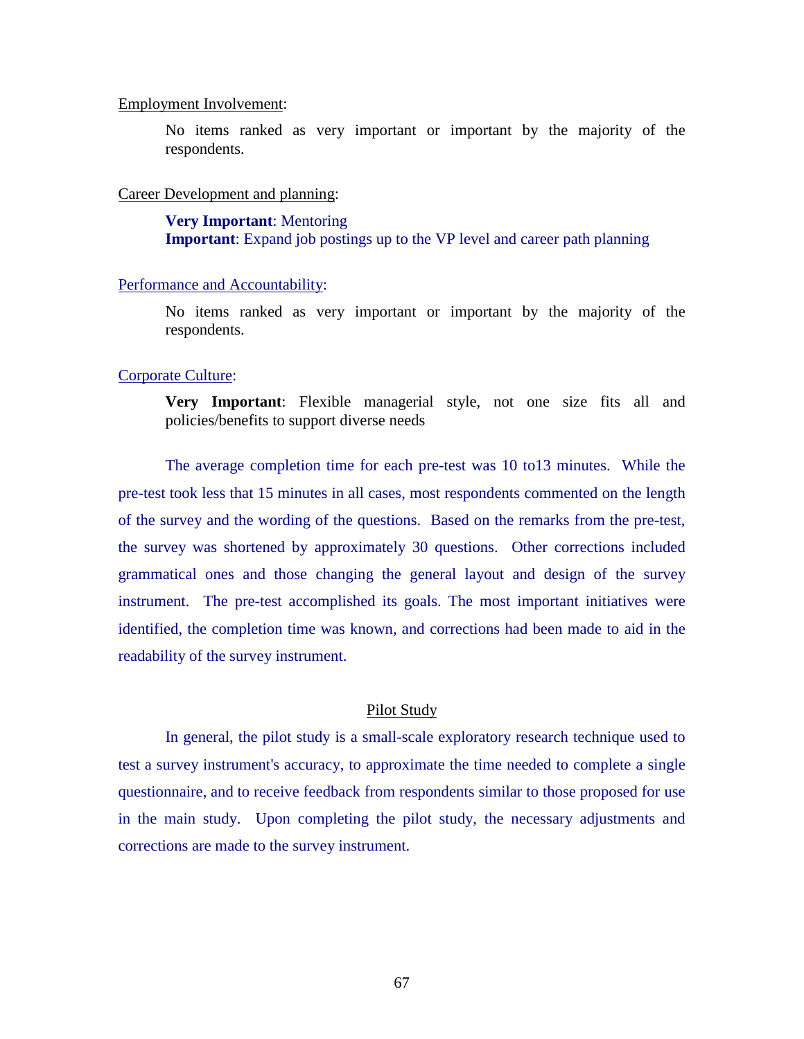Employment Involvement:

> No items ranked as very important or important by the majority of the respondents.

Career Development and planning:

> **Very Important**: Mentoring
> **Important**: Expand job postings up to the VP level and career path planning

Performance and Accountability:

> No items ranked as very important or important by the majority of the respondents.

Corporate Culture:

> **Very Important**: Flexible managerial style, not one size fits all and policies/benefits to support diverse needs

The average completion time for each pre-test was 10 to13 minutes. While the pre-test took less that 15 minutes in all cases, most respondents commented on the length of the survey and the wording of the questions. Based on the remarks from the pre-test, the survey was shortened by approximately 30 questions. Other corrections included grammatical ones and those changing the general layout and design of the survey instrument. The pre-test accomplished its goals. The most important initiatives were identified, the completion time was known, and corrections had been made to aid in the readability of the survey instrument.

## Pilot Study

In general, the pilot study is a small-scale exploratory research technique used to test a survey instrument's accuracy, to approximate the time needed to complete a single questionnaire, and to receive feedback from respondents similar to those proposed for use in the main study. Upon completing the pilot study, the necessary adjustments and corrections are made to the survey instrument.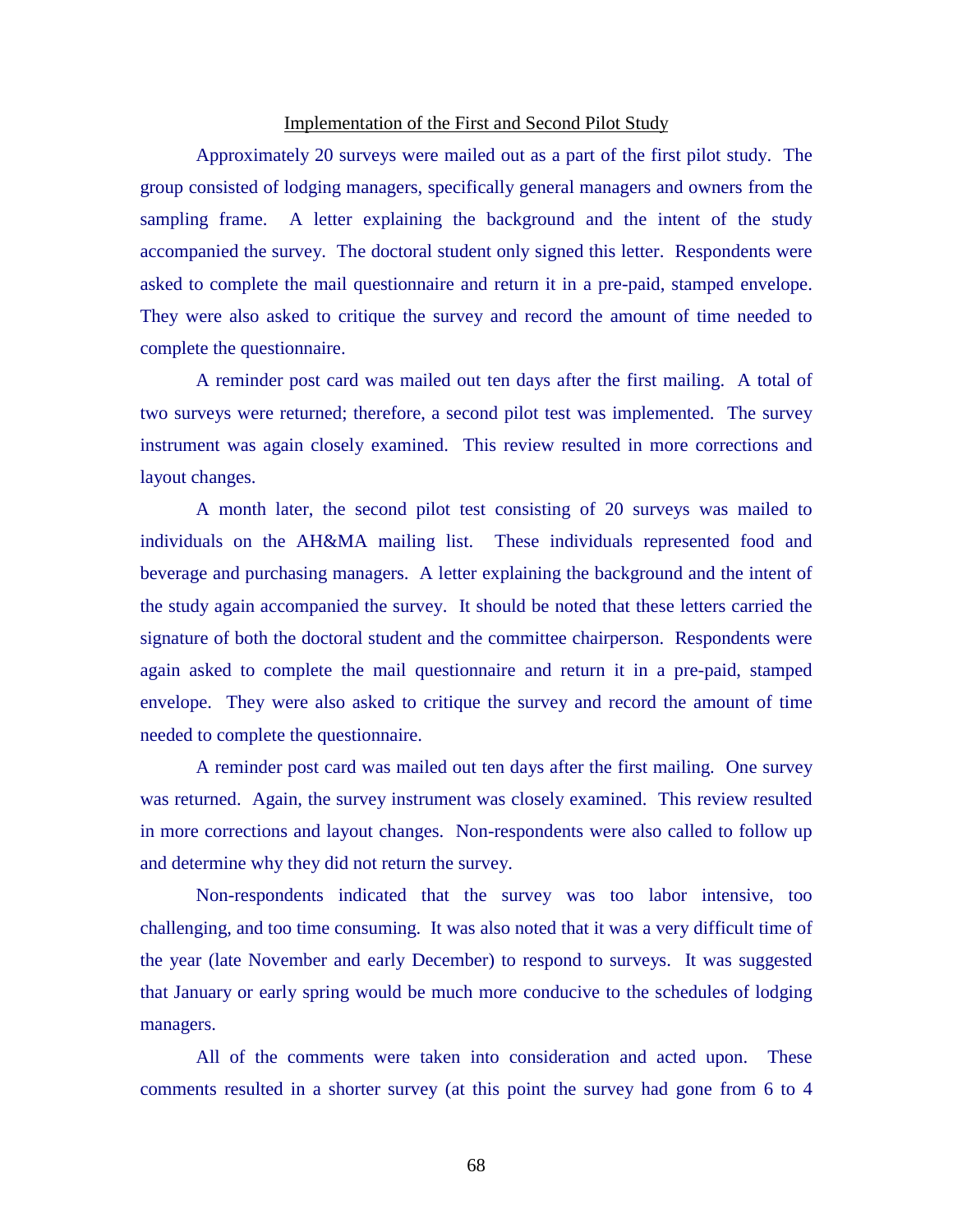## Implementation of the First and Second Pilot Study

Approximately 20 surveys were mailed out as a part of the first pilot study. The group consisted of lodging managers, specifically general managers and owners from the sampling frame. A letter explaining the background and the intent of the study accompanied the survey. The doctoral student only signed this letter. Respondents were asked to complete the mail questionnaire and return it in a pre-paid, stamped envelope. They were also asked to critique the survey and record the amount of time needed to complete the questionnaire.

A reminder post card was mailed out ten days after the first mailing. A total of two surveys were returned; therefore, a second pilot test was implemented. The survey instrument was again closely examined. This review resulted in more corrections and layout changes.

A month later, the second pilot test consisting of 20 surveys was mailed to individuals on the AH&MA mailing list. These individuals represented food and beverage and purchasing managers. A letter explaining the background and the intent of the study again accompanied the survey. It should be noted that these letters carried the signature of both the doctoral student and the committee chairperson. Respondents were again asked to complete the mail questionnaire and return it in a pre-paid, stamped envelope. They were also asked to critique the survey and record the amount of time needed to complete the questionnaire.

A reminder post card was mailed out ten days after the first mailing. One survey was returned. Again, the survey instrument was closely examined. This review resulted in more corrections and layout changes. Non-respondents were also called to follow up and determine why they did not return the survey.

Non-respondents indicated that the survey was too labor intensive, too challenging, and too time consuming. It was also noted that it was a very difficult time of the year (late November and early December) to respond to surveys. It was suggested that January or early spring would be much more conducive to the schedules of lodging managers.

All of the comments were taken into consideration and acted upon. These comments resulted in a shorter survey (at this point the survey had gone from 6 to 4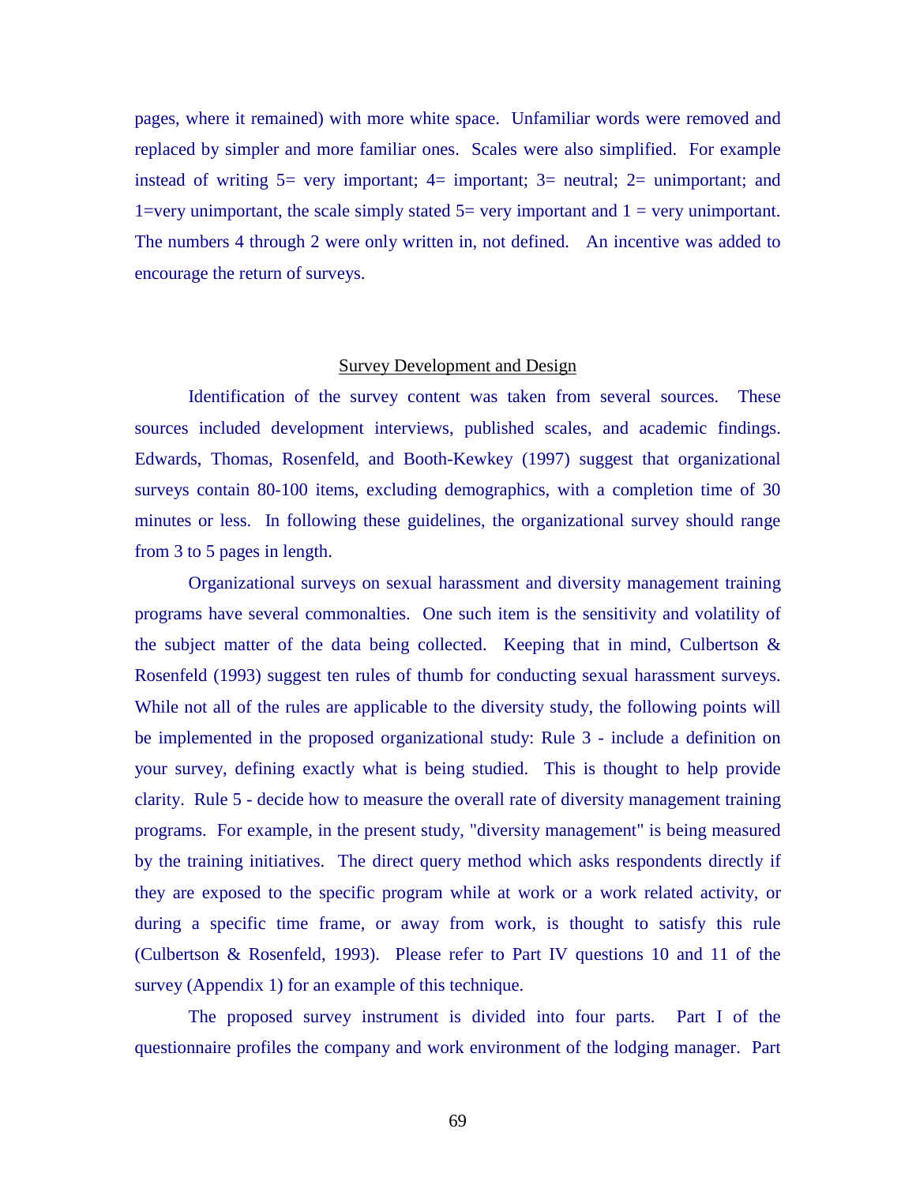pages, where it remained) with more white space. Unfamiliar words were removed and replaced by simpler and more familiar ones. Scales were also simplified. For example instead of writing 5= very important; 4= important; 3= neutral; 2= unimportant; and 1=very unimportant, the scale simply stated 5= very important and 1 = very unimportant. The numbers 4 through 2 were only written in, not defined. An incentive was added to encourage the return of surveys.

## Survey Development and Design

Identification of the survey content was taken from several sources. These sources included development interviews, published scales, and academic findings. Edwards, Thomas, Rosenfeld, and Booth-Kewkey (1997) suggest that organizational surveys contain 80-100 items, excluding demographics, with a completion time of 30 minutes or less. In following these guidelines, the organizational survey should range from 3 to 5 pages in length.

Organizational surveys on sexual harassment and diversity management training programs have several commonalties. One such item is the sensitivity and volatility of the subject matter of the data being collected. Keeping that in mind, Culbertson & Rosenfeld (1993) suggest ten rules of thumb for conducting sexual harassment surveys. While not all of the rules are applicable to the diversity study, the following points will be implemented in the proposed organizational study: Rule 3 - include a definition on your survey, defining exactly what is being studied. This is thought to help provide clarity. Rule 5 - decide how to measure the overall rate of diversity management training programs. For example, in the present study, "diversity management" is being measured by the training initiatives. The direct query method which asks respondents directly if they are exposed to the specific program while at work or a work related activity, or during a specific time frame, or away from work, is thought to satisfy this rule (Culbertson & Rosenfeld, 1993). Please refer to Part IV questions 10 and 11 of the survey (Appendix 1) for an example of this technique.

The proposed survey instrument is divided into four parts. Part I of the questionnaire profiles the company and work environment of the lodging manager. Part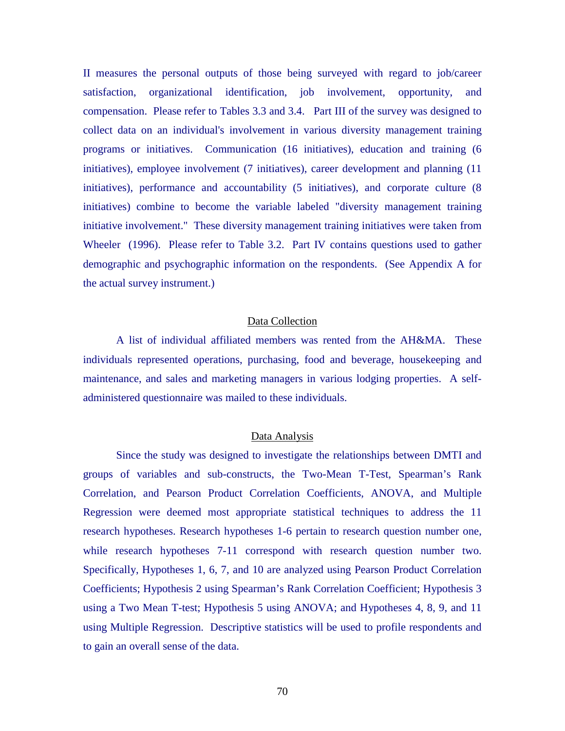II measures the personal outputs of those being surveyed with regard to job/career satisfaction, organizational identification, job involvement, opportunity, and compensation. Please refer to Tables 3.3 and 3.4. Part III of the survey was designed to collect data on an individual's involvement in various diversity management training programs or initiatives. Communication (16 initiatives), education and training (6 initiatives), employee involvement (7 initiatives), career development and planning (11 initiatives), performance and accountability (5 initiatives), and corporate culture (8 initiatives) combine to become the variable labeled "diversity management training initiative involvement." These diversity management training initiatives were taken from Wheeler (1996). Please refer to Table 3.2. Part IV contains questions used to gather demographic and psychographic information on the respondents. (See Appendix A for the actual survey instrument.)

## Data Collection

A list of individual affiliated members was rented from the AH&MA. These individuals represented operations, purchasing, food and beverage, housekeeping and maintenance, and sales and marketing managers in various lodging properties. A self-administered questionnaire was mailed to these individuals.

## Data Analysis

Since the study was designed to investigate the relationships between DMTI and groups of variables and sub-constructs, the Two-Mean T-Test, Spearman's Rank Correlation, and Pearson Product Correlation Coefficients, ANOVA, and Multiple Regression were deemed most appropriate statistical techniques to address the 11 research hypotheses. Research hypotheses 1-6 pertain to research question number one, while research hypotheses 7-11 correspond with research question number two. Specifically, Hypotheses 1, 6, 7, and 10 are analyzed using Pearson Product Correlation Coefficients; Hypothesis 2 using Spearman's Rank Correlation Coefficient; Hypothesis 3 using a Two Mean T-test; Hypothesis 5 using ANOVA; and Hypotheses 4, 8, 9, and 11 using Multiple Regression. Descriptive statistics will be used to profile respondents and to gain an overall sense of the data.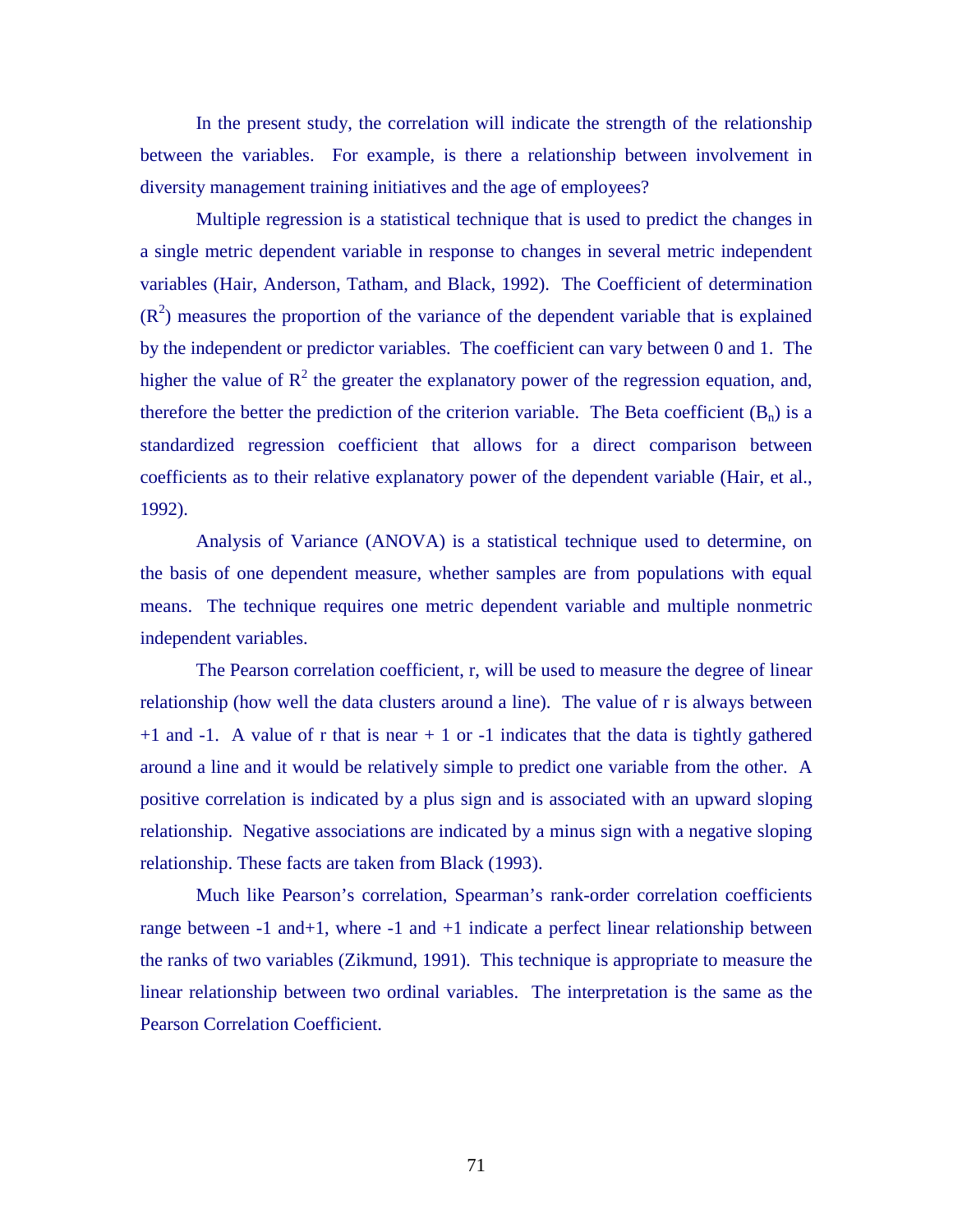In the present study, the correlation will indicate the strength of the relationship between the variables. For example, is there a relationship between involvement in diversity management training initiatives and the age of employees?

Multiple regression is a statistical technique that is used to predict the changes in a single metric dependent variable in response to changes in several metric independent variables (Hair, Anderson, Tatham, and Black, 1992). The Coefficient of determination ($R^2$) measures the proportion of the variance of the dependent variable that is explained by the independent or predictor variables. The coefficient can vary between 0 and 1. The higher the value of $R^2$ the greater the explanatory power of the regression equation, and, therefore the better the prediction of the criterion variable. The Beta coefficient ($B_n$) is a standardized regression coefficient that allows for a direct comparison between coefficients as to their relative explanatory power of the dependent variable (Hair, et al., 1992).

Analysis of Variance (ANOVA) is a statistical technique used to determine, on the basis of one dependent measure, whether samples are from populations with equal means. The technique requires one metric dependent variable and multiple nonmetric independent variables.

The Pearson correlation coefficient, r, will be used to measure the degree of linear relationship (how well the data clusters around a line). The value of r is always between +1 and -1. A value of r that is near + 1 or -1 indicates that the data is tightly gathered around a line and it would be relatively simple to predict one variable from the other. A positive correlation is indicated by a plus sign and is associated with an upward sloping relationship. Negative associations are indicated by a minus sign with a negative sloping relationship. These facts are taken from Black (1993).

Much like Pearson's correlation, Spearman's rank-order correlation coefficients range between -1 and+1, where -1 and +1 indicate a perfect linear relationship between the ranks of two variables (Zikmund, 1991). This technique is appropriate to measure the linear relationship between two ordinal variables. The interpretation is the same as the Pearson Correlation Coefficient.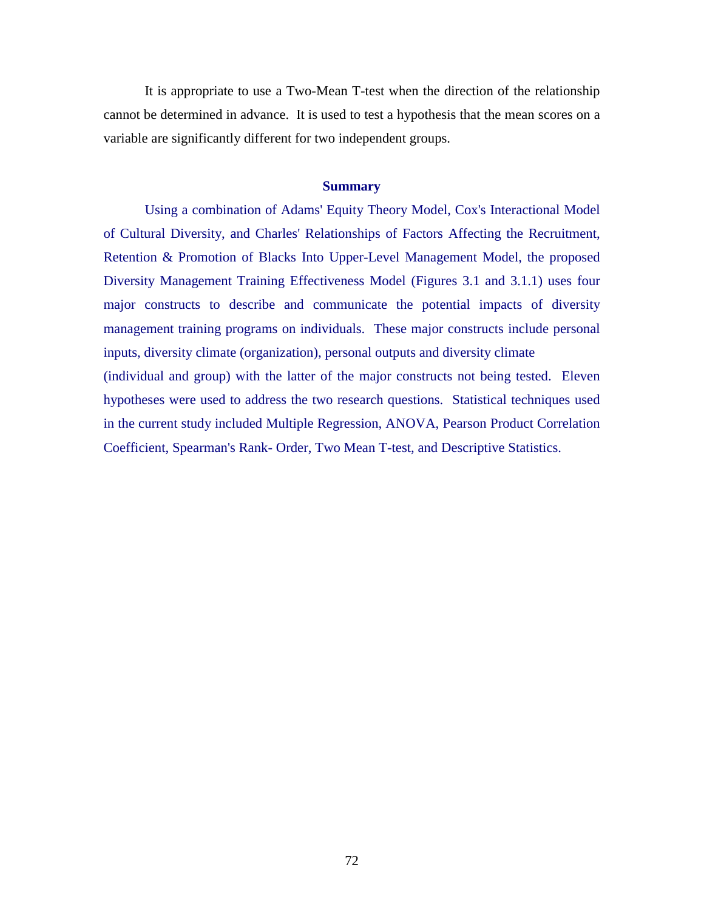It is appropriate to use a Two-Mean T-test when the direction of the relationship cannot be determined in advance. It is used to test a hypothesis that the mean scores on a variable are significantly different for two independent groups.

## Summary

Using a combination of Adams' Equity Theory Model, Cox's Interactional Model of Cultural Diversity, and Charles' Relationships of Factors Affecting the Recruitment, Retention & Promotion of Blacks Into Upper-Level Management Model, the proposed Diversity Management Training Effectiveness Model (Figures 3.1 and 3.1.1) uses four major constructs to describe and communicate the potential impacts of diversity management training programs on individuals. These major constructs include personal inputs, diversity climate (organization), personal outputs and diversity climate (individual and group) with the latter of the major constructs not being tested. Eleven hypotheses were used to address the two research questions. Statistical techniques used in the current study included Multiple Regression, ANOVA, Pearson Product Correlation Coefficient, Spearman's Rank- Order, Two Mean T-test, and Descriptive Statistics.